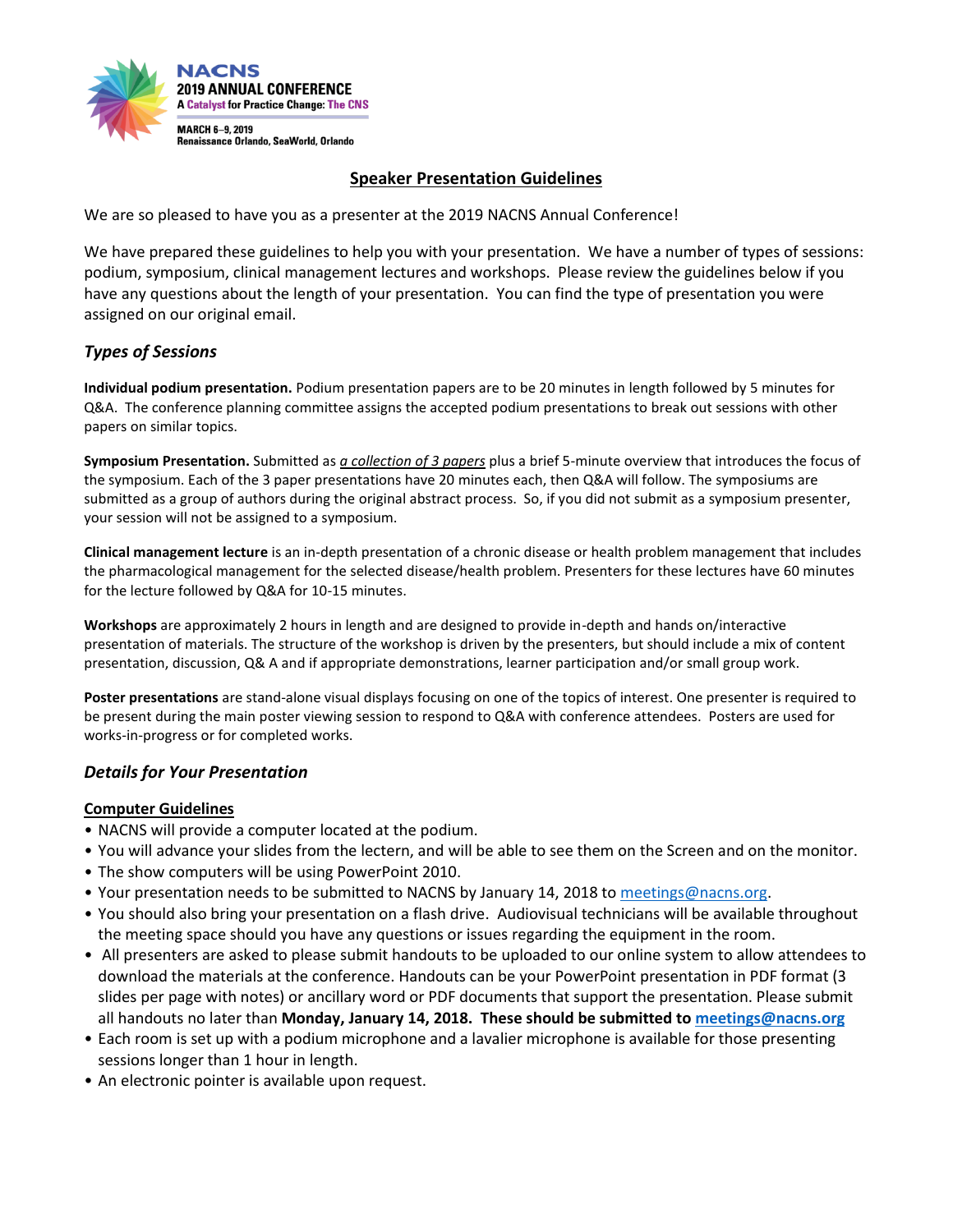NACNS
2019 ANNUAL CONFERENCE
A Catalyst for Practice Change: The CNS

MARCH 6–9, 2019
Renaissance Orlando, SeaWorld, Orlando

## Speaker Presentation Guidelines

We are so pleased to have you as a presenter at the 2019 NACNS Annual Conference!

We have prepared these guidelines to help you with your presentation. We have a number of types of sessions: podium, symposium, clinical management lectures and workshops. Please review the guidelines below if you have any questions about the length of your presentation. You can find the type of presentation you were assigned on our original email.

### *Types of Sessions*

**Individual podium presentation.** Podium presentation papers are to be 20 minutes in length followed by 5 minutes for Q&A. The conference planning committee assigns the accepted podium presentations to break out sessions with other papers on similar topics.

**Symposium Presentation.** Submitted as ***a collection of 3 papers*** plus a brief 5-minute overview that introduces the focus of the symposium. Each of the 3 paper presentations have 20 minutes each, then Q&A will follow. The symposiums are submitted as a group of authors during the original abstract process. So, if you did not submit as a symposium presenter, your session will not be assigned to a symposium.

**Clinical management lecture** is an in-depth presentation of a chronic disease or health problem management that includes the pharmacological management for the selected disease/health problem. Presenters for these lectures have 60 minutes for the lecture followed by Q&A for 10-15 minutes.

**Workshops** are approximately 2 hours in length and are designed to provide in-depth and hands on/interactive presentation of materials. The structure of the workshop is driven by the presenters, but should include a mix of content presentation, discussion, Q& A and if appropriate demonstrations, learner participation and/or small group work.

**Poster presentations** are stand-alone visual displays focusing on one of the topics of interest. One presenter is required to be present during the main poster viewing session to respond to Q&A with conference attendees. Posters are used for works-in-progress or for completed works.

### *Details for Your Presentation*

**Computer Guidelines**

- NACNS will provide a computer located at the podium.
- You will advance your slides from the lectern, and will be able to see them on the Screen and on the monitor.
- The show computers will be using PowerPoint 2010.
- Your presentation needs to be submitted to NACNS by January 14, 2018 to meetings@nacns.org.
- You should also bring your presentation on a flash drive. Audiovisual technicians will be available throughout the meeting space should you have any questions or issues regarding the equipment in the room.
- All presenters are asked to please submit handouts to be uploaded to our online system to allow attendees to download the materials at the conference. Handouts can be your PowerPoint presentation in PDF format (3 slides per page with notes) or ancillary word or PDF documents that support the presentation. Please submit all handouts no later than **Monday, January 14, 2018. These should be submitted to meetings@nacns.org**
- Each room is set up with a podium microphone and a lavalier microphone is available for those presenting sessions longer than 1 hour in length.
- An electronic pointer is available upon request.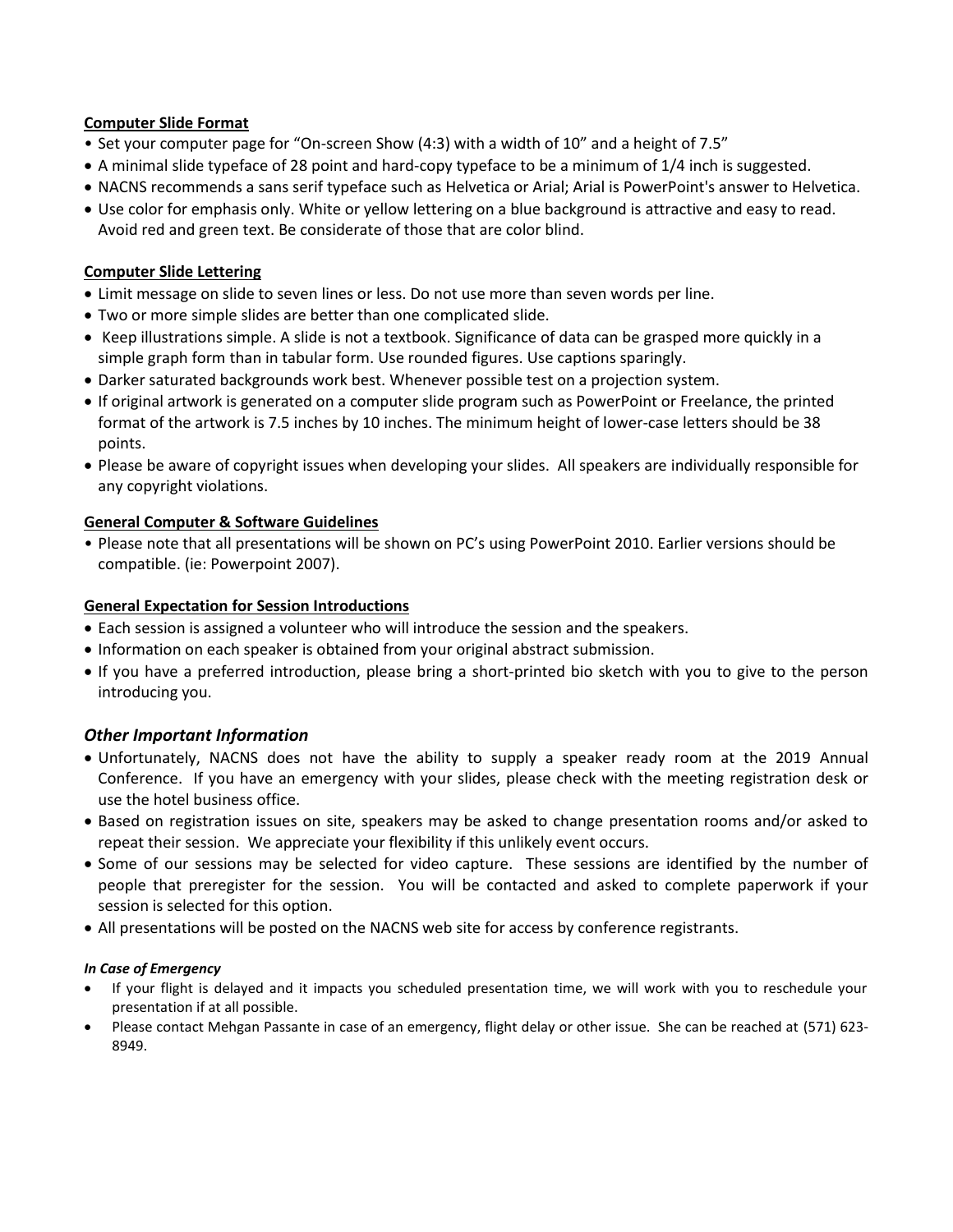**Computer Slide Format**

- Set your computer page for "On-screen Show (4:3) with a width of 10" and a height of 7.5"
- A minimal slide typeface of 28 point and hard-copy typeface to be a minimum of 1/4 inch is suggested.
- NACNS recommends a sans serif typeface such as Helvetica or Arial; Arial is PowerPoint's answer to Helvetica.
- Use color for emphasis only. White or yellow lettering on a blue background is attractive and easy to read. Avoid red and green text. Be considerate of those that are color blind.

**Computer Slide Lettering**

- Limit message on slide to seven lines or less. Do not use more than seven words per line.
- Two or more simple slides are better than one complicated slide.
- Keep illustrations simple. A slide is not a textbook. Significance of data can be grasped more quickly in a simple graph form than in tabular form. Use rounded figures. Use captions sparingly.
- Darker saturated backgrounds work best. Whenever possible test on a projection system.
- If original artwork is generated on a computer slide program such as PowerPoint or Freelance, the printed format of the artwork is 7.5 inches by 10 inches. The minimum height of lower-case letters should be 38 points.
- Please be aware of copyright issues when developing your slides. All speakers are individually responsible for any copyright violations.

**General Computer & Software Guidelines**

- Please note that all presentations will be shown on PC's using PowerPoint 2010. Earlier versions should be compatible. (ie: Powerpoint 2007).

**General Expectation for Session Introductions**

- Each session is assigned a volunteer who will introduce the session and the speakers.
- Information on each speaker is obtained from your original abstract submission.
- If you have a preferred introduction, please bring a short-printed bio sketch with you to give to the person introducing you.

## *Other Important Information*

- Unfortunately, NACNS does not have the ability to supply a speaker ready room at the 2019 Annual Conference. If you have an emergency with your slides, please check with the meeting registration desk or use the hotel business office.
- Based on registration issues on site, speakers may be asked to change presentation rooms and/or asked to repeat their session. We appreciate your flexibility if this unlikely event occurs.
- Some of our sessions may be selected for video capture. These sessions are identified by the number of people that preregister for the session. You will be contacted and asked to complete paperwork if your session is selected for this option.
- All presentations will be posted on the NACNS web site for access by conference registrants.

***In Case of Emergency***

- If your flight is delayed and it impacts you scheduled presentation time, we will work with you to reschedule your presentation if at all possible.
- Please contact Mehgan Passante in case of an emergency, flight delay or other issue. She can be reached at (571) 623-8949.